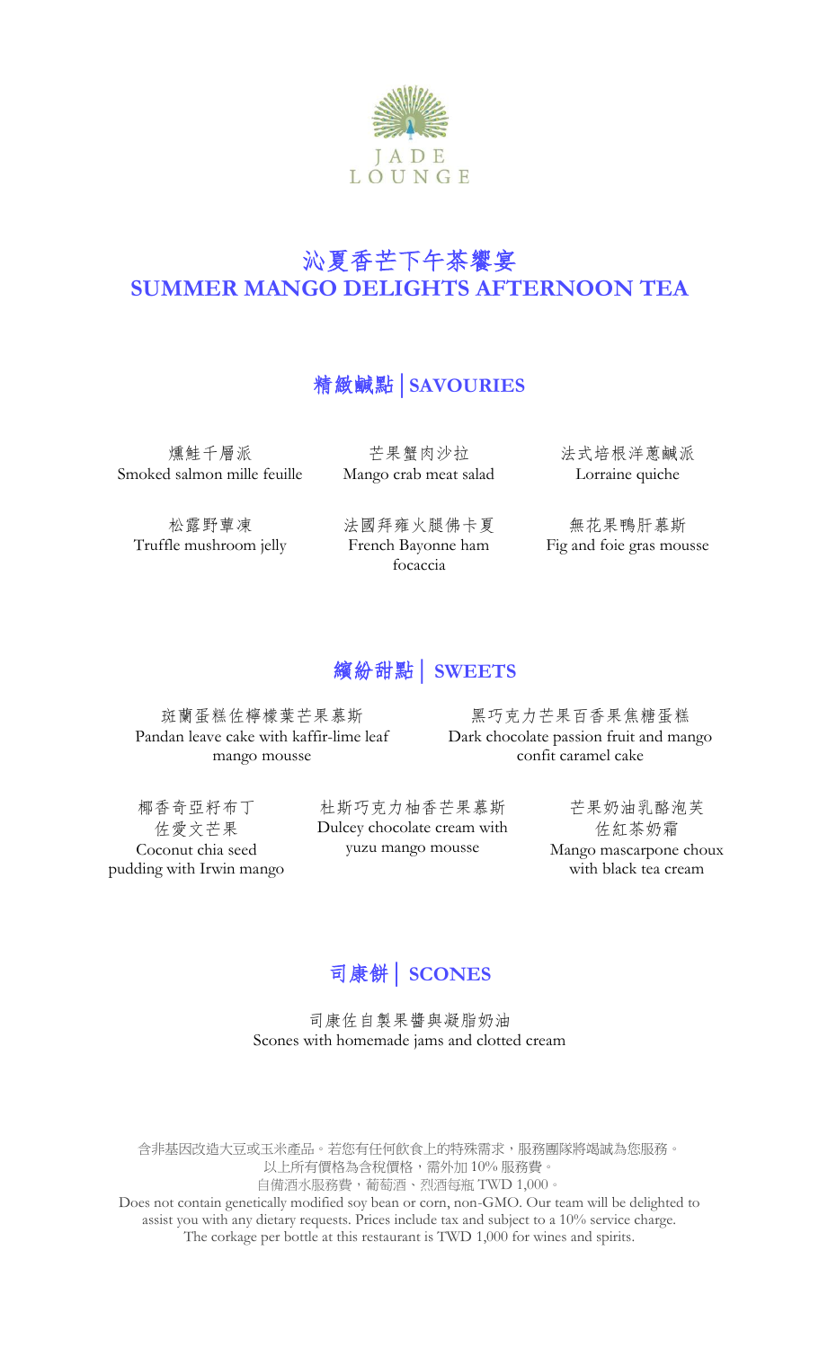JADE LOUNGE

# 沁夏香芒下午茶饗宴
# SUMMER MANGO DELIGHTS AFTERNOON TEA

## 精緻鹹點 | SAVOURIES

燻鮭千層派
Smoked salmon mille feuille

芒果蟹肉沙拉
Mango crab meat salad

法式培根洋蔥鹹派
Lorraine quiche

松露野蕈凍
Truffle mushroom jelly

法國拜雍火腿佛卡夏
French Bayonne ham focaccia

無花果鴨肝慕斯
Fig and foie gras mousse

## 繽紛甜點 | SWEETS

斑蘭蛋糕佐檸檬葉芒果慕斯
Pandan leave cake with kaffir-lime leaf mango mousse

黑巧克力芒果百香果焦糖蛋糕
Dark chocolate passion fruit and mango confit caramel cake

椰香奇亞籽布丁佐愛文芒果
Coconut chia seed pudding with Irwin mango

杜斯巧克力柚香芒果慕斯
Dulcey chocolate cream with yuzu mango mousse

芒果奶油乳酪泡芙佐紅茶奶霜
Mango mascarpone choux with black tea cream

## 司康餅 | SCONES

司康佐自製果醬與凝脂奶油
Scones with homemade jams and clotted cream

含非基因改造大豆或玉米產品。若您有任何飲食上的特殊需求，服務團隊將竭誠為您服務。
以上所有價格為含稅價格，需外加 10% 服務費。
自備酒水服務費，葡萄酒、烈酒每瓶 TWD 1,000。
Does not contain genetically modified soy bean or corn, non-GMO. Our team will be delighted to assist you with any dietary requests. Prices include tax and subject to a 10% service charge.
The corkage per bottle at this restaurant is TWD 1,000 for wines and spirits.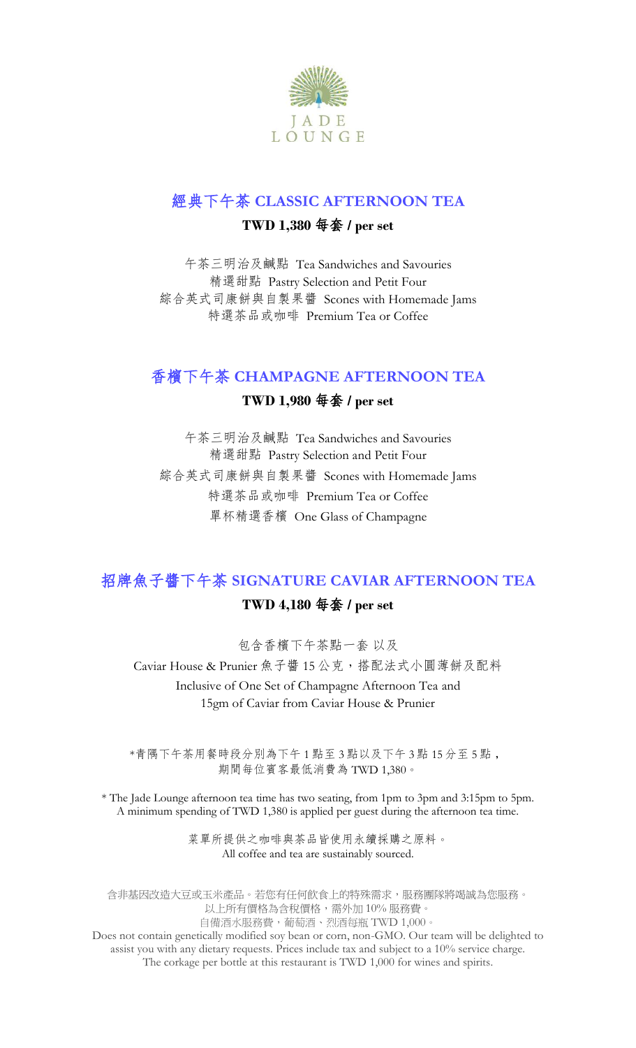JADE
LOUNGE

## 經典下午茶 CLASSIC AFTERNOON TEA

**TWD 1,380 每套 / per set**

午茶三明治及鹹點 Tea Sandwiches and Savouries
精選甜點 Pastry Selection and Petit Four
綜合英式司康餅與自製果醬 Scones with Homemade Jams
特選茶品或咖啡 Premium Tea or Coffee

## 香檳下午茶 CHAMPAGNE AFTERNOON TEA

**TWD 1,980 每套 / per set**

午茶三明治及鹹點 Tea Sandwiches and Savouries
精選甜點 Pastry Selection and Petit Four
綜合英式司康餅與自製果醬 Scones with Homemade Jams
特選茶品或咖啡 Premium Tea or Coffee
單杯精選香檳 One Glass of Champagne

## 招牌魚子醬下午茶 SIGNATURE CAVIAR AFTERNOON TEA

**TWD 4,180 每套 / per set**

包含香檳下午茶點一套 以及
Caviar House & Prunier 魚子醬 15 公克，搭配法式小圓薄餅及配料
Inclusive of One Set of Champagne Afternoon Tea and
15gm of Caviar from Caviar House & Prunier

*青隅下午茶用餐時段分別為下午 1 點至 3 點以及下午 3 點 15 分至 5 點，
期間每位賓客最低消費為 TWD 1,380。

* The Jade Lounge afternoon tea time has two seating, from 1pm to 3pm and 3:15pm to 5pm.
A minimum spending of TWD 1,380 is applied per guest during the afternoon tea time.

菜單所提供之咖啡與茶品皆使用永續採購之原料。
All coffee and tea are sustainably sourced.

含非基因改造大豆或玉米產品。若您有任何飲食上的特殊需求，服務團隊將竭誠為您服務。
以上所有價格為含稅價格，需外加 10% 服務費。
自備酒水服務費，葡萄酒、烈酒每瓶 TWD 1,000。
Does not contain genetically modified soy bean or corn, non-GMO. Our team will be delighted to assist you with any dietary requests. Prices include tax and subject to a 10% service charge.
The corkage per bottle at this restaurant is TWD 1,000 for wines and spirits.